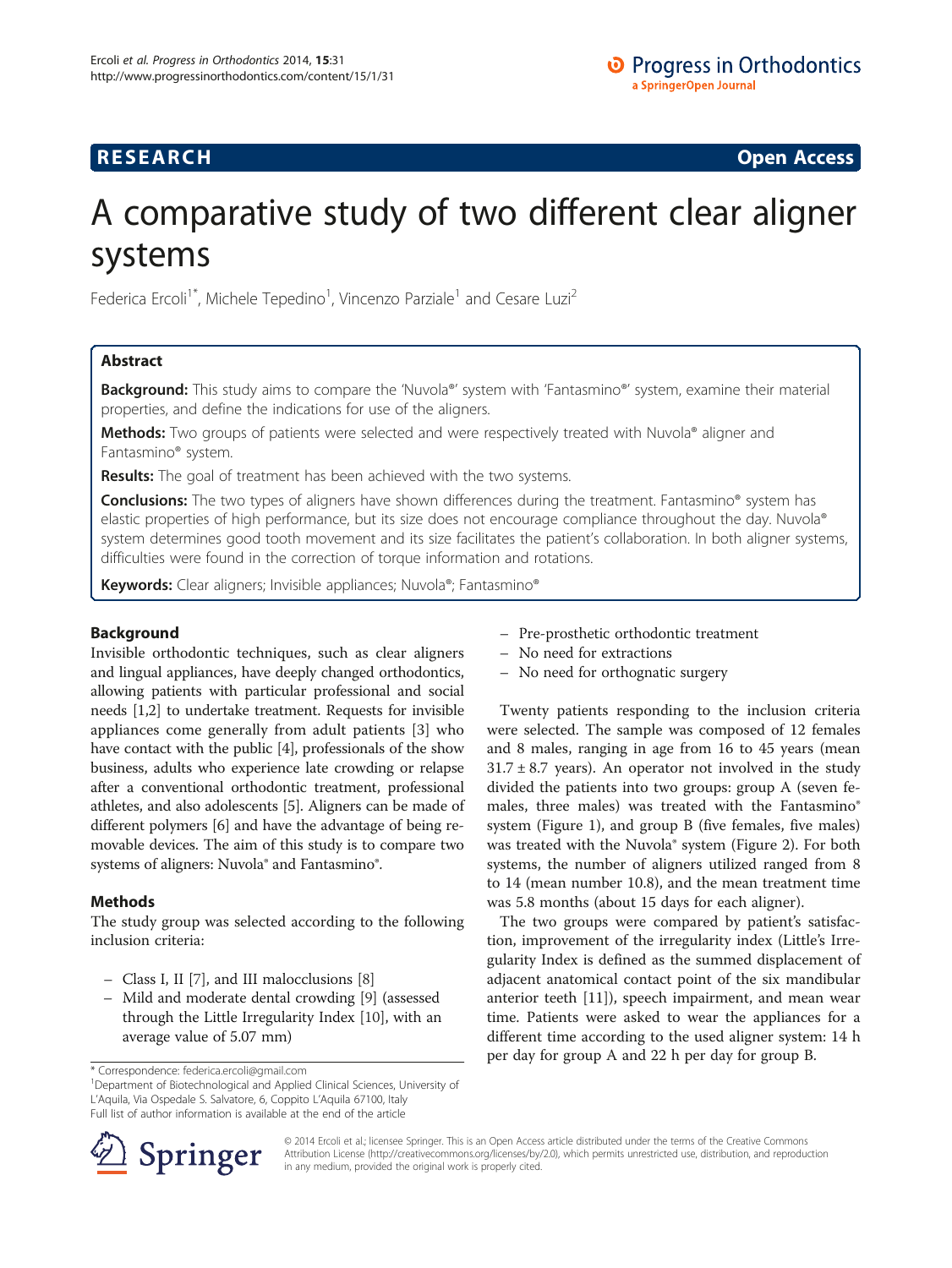RESEARCH Open Access

# A comparative study of two different clear aligner systems

Federica Ercoli[1*], Michele Tepedino[1], Vincenzo Parziale[1] and Cesare Luzi[2]

## Abstract

**Background:** This study aims to compare the 'Nuvola®' system with 'Fantasmino®' system, examine their material properties, and define the indications for use of the aligners.

**Methods:** Two groups of patients were selected and were respectively treated with Nuvola® aligner and Fantasmino® system.

**Results:** The goal of treatment has been achieved with the two systems.

**Conclusions:** The two types of aligners have shown differences during the treatment. Fantasmino® system has elastic properties of high performance, but its size does not encourage compliance throughout the day. Nuvola® system determines good tooth movement and its size facilitates the patient's collaboration. In both aligner systems, difficulties were found in the correction of torque information and rotations.

**Keywords:** Clear aligners; Invisible appliances; Nuvola®; Fantasmino®

## Background

Invisible orthodontic techniques, such as clear aligners and lingual appliances, have deeply changed orthodontics, allowing patients with particular professional and social needs [1,2] to undertake treatment. Requests for invisible appliances come generally from adult patients [3] who have contact with the public [4], professionals of the show business, adults who experience late crowding or relapse after a conventional orthodontic treatment, professional athletes, and also adolescents [5]. Aligners can be made of different polymers [6] and have the advantage of being removable devices. The aim of this study is to compare two systems of aligners: Nuvola® and Fantasmino®.

## Methods

The study group was selected according to the following inclusion criteria:

- Class I, II [7], and III malocclusions [8]
- Mild and moderate dental crowding [9] (assessed through the Little Irregularity Index [10], with an average value of 5.07 mm)
- Pre-prosthetic orthodontic treatment
- No need for extractions
- No need for orthognatic surgery

Twenty patients responding to the inclusion criteria were selected. The sample was composed of 12 females and 8 males, ranging in age from 16 to 45 years (mean 31.7 ± 8.7 years). An operator not involved in the study divided the patients into two groups: group A (seven females, three males) was treated with the Fantasmino® system (Figure 1), and group B (five females, five males) was treated with the Nuvola® system (Figure 2). For both systems, the number of aligners utilized ranged from 8 to 14 (mean number 10.8), and the mean treatment time was 5.8 months (about 15 days for each aligner).

The two groups were compared by patient's satisfaction, improvement of the irregularity index (Little's Irregularity Index is defined as the summed displacement of adjacent anatomical contact point of the six mandibular anterior teeth [11]), speech impairment, and mean wear time. Patients were asked to wear the appliances for a different time according to the used aligner system: 14 h per day for group A and 22 h per day for group B.

\* Correspondence: federica.ercoli@gmail.com
[1]Department of Biotechnological and Applied Clinical Sciences, University of L'Aquila, Via Ospedale S. Salvatore, 6, Coppito L'Aquila 67100, Italy
Full list of author information is available at the end of the article

© 2014 Ercoli et al.; licensee Springer. This is an Open Access article distributed under the terms of the Creative Commons Attribution License (http://creativecommons.org/licenses/by/2.0), which permits unrestricted use, distribution, and reproduction in any medium, provided the original work is properly cited.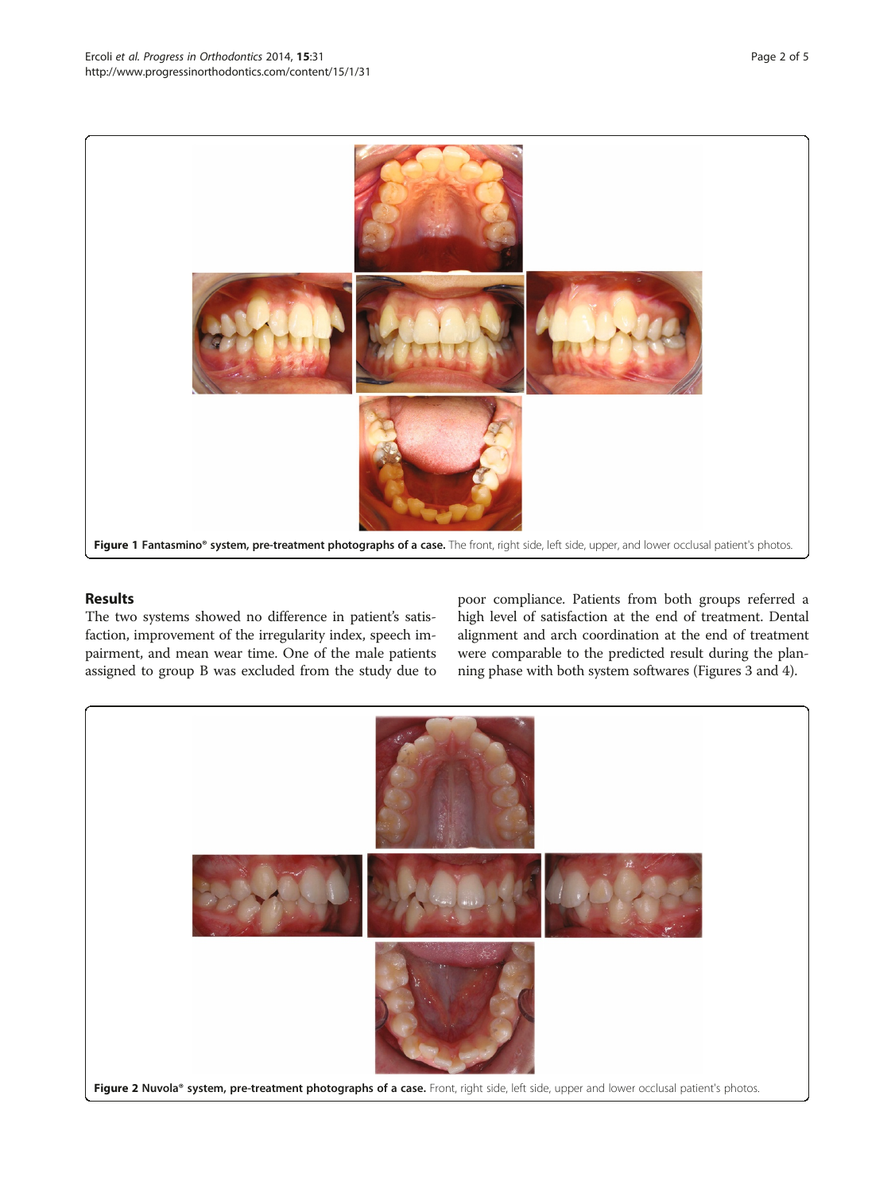**Figure 1 Fantasmino® system, pre-treatment photographs of a case.** The front, right side, left side, upper, and lower occlusal patient's photos.

## Results

The two systems showed no difference in patient's satisfaction, improvement of the irregularity index, speech impairment, and mean wear time. One of the male patients assigned to group B was excluded from the study due to poor compliance. Patients from both groups referred a high level of satisfaction at the end of treatment. Dental alignment and arch coordination at the end of treatment were comparable to the predicted result during the planning phase with both system softwares (Figures 3 and 4).

**Figure 2 Nuvola® system, pre-treatment photographs of a case.** Front, right side, left side, upper and lower occlusal patient's photos.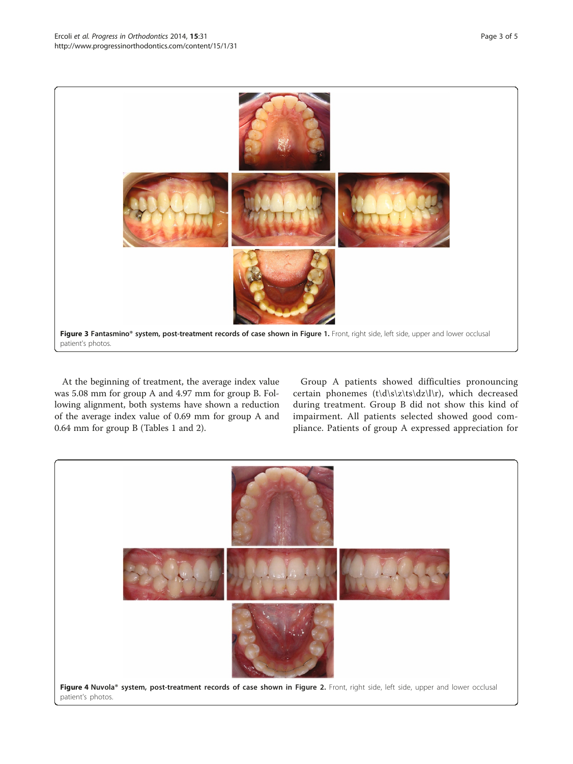**Figure 3 Fantasmino® system, post-treatment records of case shown in Figure 1.** Front, right side, left side, upper and lower occlusal patient's photos.

At the beginning of treatment, the average index value was 5.08 mm for group A and 4.97 mm for group B. Following alignment, both systems have shown a reduction of the average index value of 0.69 mm for group A and 0.64 mm for group B (Tables 1 and 2).

Group A patients showed difficulties pronouncing certain phonemes (t\d\s\z\ts\dz\l\r), which decreased during treatment. Group B did not show this kind of impairment. All patients selected showed good compliance. Patients of group A expressed appreciation for

**Figure 4 Nuvola® system, post-treatment records of case shown in Figure 2.** Front, right side, left side, upper and lower occlusal patient's photos.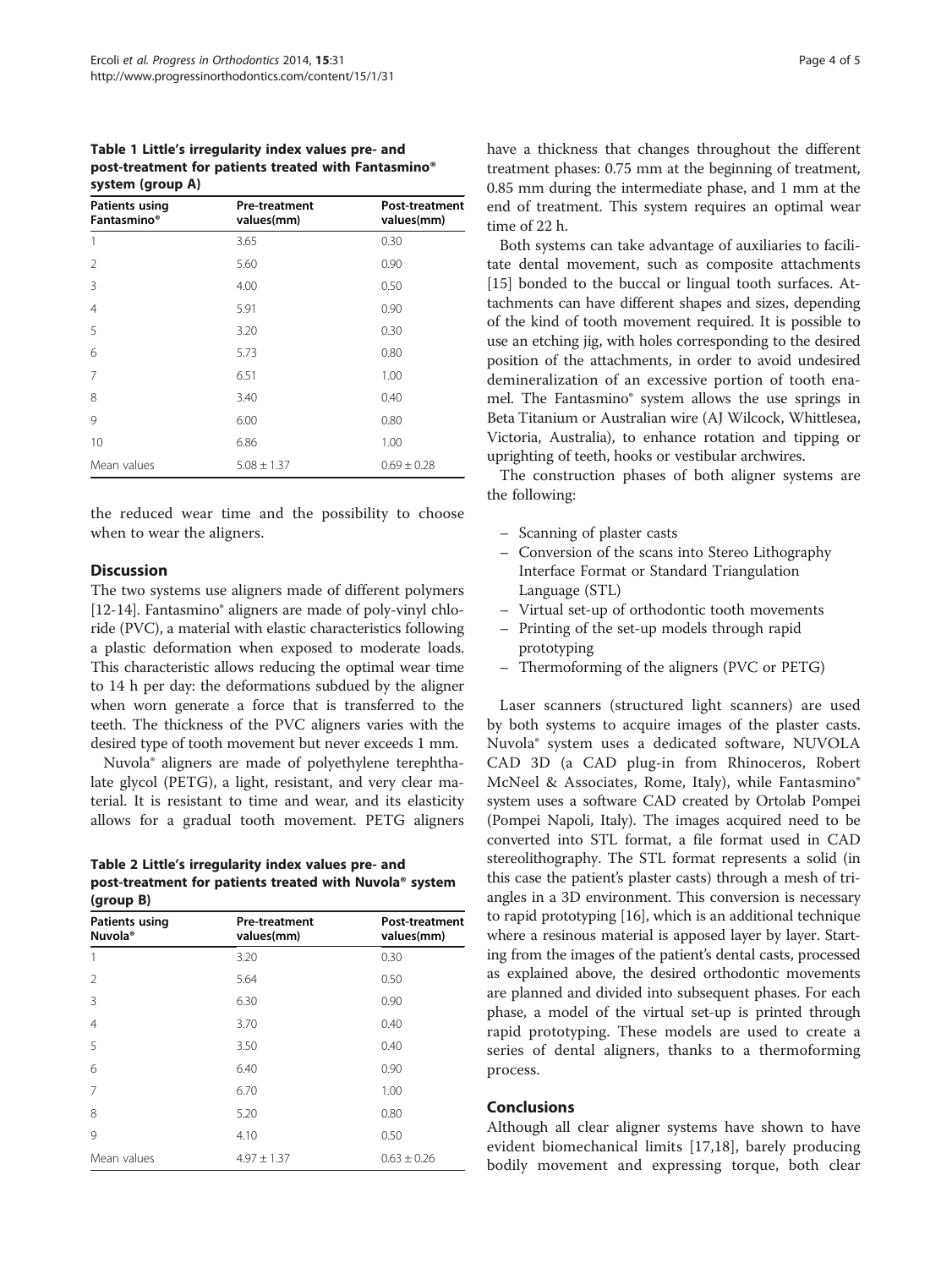**Table 1 Little's irregularity index values pre- and post-treatment for patients treated with Fantasmino® system (group A)**

| Patients using Fantasmino® | Pre-treatment values(mm) | Post-treatment values(mm) |
|---|---|---|
| 1 | 3.65 | 0.30 |
| 2 | 5.60 | 0.90 |
| 3 | 4.00 | 0.50 |
| 4 | 5.91 | 0.90 |
| 5 | 3.20 | 0.30 |
| 6 | 5.73 | 0.80 |
| 7 | 6.51 | 1.00 |
| 8 | 3.40 | 0.40 |
| 9 | 6.00 | 0.80 |
| 10 | 6.86 | 1.00 |
| Mean values | 5.08 ± 1.37 | 0.69 ± 0.28 |

the reduced wear time and the possibility to choose when to wear the aligners.

## Discussion

The two systems use aligners made of different polymers [12-14]. Fantasmino® aligners are made of poly-vinyl chloride (PVC), a material with elastic characteristics following a plastic deformation when exposed to moderate loads. This characteristic allows reducing the optimal wear time to 14 h per day: the deformations subdued by the aligner when worn generate a force that is transferred to the teeth. The thickness of the PVC aligners varies with the desired type of tooth movement but never exceeds 1 mm.

Nuvola® aligners are made of polyethylene terephthalate glycol (PETG), a light, resistant, and very clear material. It is resistant to time and wear, and its elasticity allows for a gradual tooth movement. PETG aligners have a thickness that changes throughout the different treatment phases: 0.75 mm at the beginning of treatment, 0.85 mm during the intermediate phase, and 1 mm at the end of treatment. This system requires an optimal wear time of 22 h.

**Table 2 Little's irregularity index values pre- and post-treatment for patients treated with Nuvola® system (group B)**

| Patients using Nuvola® | Pre-treatment values(mm) | Post-treatment values(mm) |
|---|---|---|
| 1 | 3.20 | 0.30 |
| 2 | 5.64 | 0.50 |
| 3 | 6.30 | 0.90 |
| 4 | 3.70 | 0.40 |
| 5 | 3.50 | 0.40 |
| 6 | 6.40 | 0.90 |
| 7 | 6.70 | 1.00 |
| 8 | 5.20 | 0.80 |
| 9 | 4.10 | 0.50 |
| Mean values | 4.97 ± 1.37 | 0.63 ± 0.26 |

Both systems can take advantage of auxiliaries to facilitate dental movement, such as composite attachments [15] bonded to the buccal or lingual tooth surfaces. Attachments can have different shapes and sizes, depending of the kind of tooth movement required. It is possible to use an etching jig, with holes corresponding to the desired position of the attachments, in order to avoid undesired demineralization of an excessive portion of tooth enamel. The Fantasmino® system allows the use springs in Beta Titanium or Australian wire (AJ Wilcock, Whittlesea, Victoria, Australia), to enhance rotation and tipping or uprighting of teeth, hooks or vestibular archwires.

The construction phases of both aligner systems are the following:

- Scanning of plaster casts
- Conversion of the scans into Stereo Lithography Interface Format or Standard Triangulation Language (STL)
- Virtual set-up of orthodontic tooth movements
- Printing of the set-up models through rapid prototyping
- Thermoforming of the aligners (PVC or PETG)

Laser scanners (structured light scanners) are used by both systems to acquire images of the plaster casts. Nuvola® system uses a dedicated software, NUVOLA CAD 3D (a CAD plug-in from Rhinoceros, Robert McNeel & Associates, Rome, Italy), while Fantasmino® system uses a software CAD created by Ortolab Pompei (Pompei Napoli, Italy). The images acquired need to be converted into STL format, a file format used in CAD stereolithography. The STL format represents a solid (in this case the patient's plaster casts) through a mesh of triangles in a 3D environment. This conversion is necessary to rapid prototyping [16], which is an additional technique where a resinous material is apposed layer by layer. Starting from the images of the patient's dental casts, processed as explained above, the desired orthodontic movements are planned and divided into subsequent phases. For each phase, a model of the virtual set-up is printed through rapid prototyping. These models are used to create a series of dental aligners, thanks to a thermoforming process.

## Conclusions

Although all clear aligner systems have shown to have evident biomechanical limits [17,18], barely producing bodily movement and expressing torque, both clear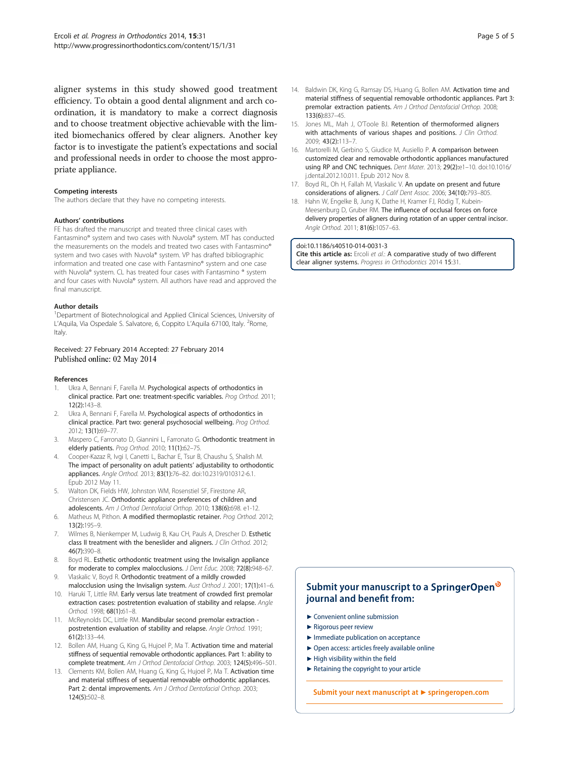aligner systems in this study showed good treatment efficiency. To obtain a good dental alignment and arch coordination, it is mandatory to make a correct diagnosis and to choose treatment objective achievable with the limited biomechanics offered by clear aligners. Another key factor is to investigate the patient's expectations and social and professional needs in order to choose the most appropriate appliance.

### Competing interests

The authors declare that they have no competing interests.

### Authors' contributions

FE has drafted the manuscript and treated three clinical cases with Fantasmino® system and two cases with Nuvola® system. MT has conducted the measurements on the models and treated two cases with Fantasmino® system and two cases with Nuvola® system. VP has drafted bibliographic information and treated one case with Fantasmino® system and one case with Nuvola® system. CL has treated four cases with Fantasmino ® system and four cases with Nuvola® system. All authors have read and approved the final manuscript.

### Author details

[1]Department of Biotechnological and Applied Clinical Sciences, University of L'Aquila, Via Ospedale S. Salvatore, 6, Coppito L'Aquila 67100, Italy. [2]Rome, Italy.

Received: 27 February 2014 Accepted: 27 February 2014
Published online: 02 May 2014

### References

1. Ukra A, Bennani F, Farella M. **Psychological aspects of orthodontics in clinical practice. Part one: treatment-specific variables.** *Prog Orthod.* 2011; **12(2):**143–8.
2. Ukra A, Bennani F, Farella M. **Psychological aspects of orthodontics in clinical practice. Part two: general psychosocial wellbeing.** *Prog Orthod.* 2012; **13(1):**69–77.
3. Maspero C, Farronato D, Giannini L, Farronato G. **Orthodontic treatment in elderly patients.** *Prog Orthod.* 2010; **11(1):**62–75.
4. Cooper-Kazaz R, Ivgi I, Canetti L, Bachar E, Tsur B, Chaushu S, Shalish M. **The impact of personality on adult patients' adjustability to orthodontic appliances.** *Angle Orthod.* 2013; **83(1):**76–82. doi:10.2319/010312-6.1. Epub 2012 May 11.
5. Walton DK, Fields HW, Johnston WM, Rosenstiel SF, Firestone AR, Christensen JC. **Orthodontic appliance preferences of children and adolescents.** *Am J Orthod Dentofacial Orthop.* 2010; **138(6):**698. e1-12.
6. Matheus M, Pithon. **A modified thermoplastic retainer.** *Prog Orthod.* 2012; **13(2):**195–9.
7. Wilmes B, Nienkemper M, Ludwig B, Kau CH, Pauls A, Drescher D. **Esthetic class II treatment with the beneslider and aligners.** *J Clin Orthod.* 2012; **46(7):**390–8.
8. Boyd RL. **Esthetic orthodontic treatment using the Invisalign appliance for moderate to complex malocclusions.** *J Dent Educ.* 2008; **72(8):**948–67.
9. Vlaskalic V, Boyd R. **Orthodontic treatment of a mildly crowded malocclusion using the Invisalign system.** *Aust Orthod J.* 2001; **17(1):**41–6.
10. Haruki T, Little RM. **Early versus late treatment of crowded first premolar extraction cases: postretention evaluation of stability and relapse.** *Angle Orthod.* 1998; **68(1):**61–8.
11. McReynolds DC, Little RM. **Mandibular second premolar extraction - postretention evaluation of stability and relapse.** *Angle Orthod.* 1991; **61(2):**133–44.
12. Bollen AM, Huang G, King G, Hujoel P, Ma T. **Activation time and material stiffness of sequential removable orthodontic appliances. Part 1: ability to complete treatment.** *Am J Orthod Dentofacial Orthop.* 2003; **124(5):**496–501.
13. Clements KM, Bollen AM, Huang G, King G, Hujoel P, Ma T. **Activation time and material stiffness of sequential removable orthodontic appliances. Part 2: dental improvements.** *Am J Orthod Dentofacial Orthop.* 2003; **124(5):**502–8.
14. Baldwin DK, King G, Ramsay DS, Huang G, Bollen AM. **Activation time and material stiffness of sequential removable orthodontic appliances. Part 3: premolar extraction patients.** *Am J Orthod Dentofacial Orthop.* 2008; **133(6):**837–45.
15. Jones ML, Mah J, O'Toole BJ. **Retention of thermoformed aligners with attachments of various shapes and positions.** *J Clin Orthod.* 2009; **43(2):**113–7.
16. Martorelli M, Gerbino S, Giudice M, Ausiello P. **A comparison between customized clear and removable orthodontic appliances manufactured using RP and CNC techniques.** *Dent Mater.* 2013; **29(2):**e1–10. doi:10.1016/j.dental.2012.10.011. Epub 2012 Nov 8.
17. Boyd RL, Oh H, Fallah M, Vlaskalic V. **An update on present and future considerations of aligners.** *J Calif Dent Assoc.* 2006; **34(10):**793–805.
18. Hahn W, Engelke B, Jung K, Dathe H, Kramer FJ, Rödig T, Kubein-Meesenburg D, Gruber RM. **The influence of occlusal forces on force delivery properties of aligners during rotation of an upper central incisor.** *Angle Orthod.* 2011; **81(6):**1057–63.

doi:10.1186/s40510-014-0031-3
**Cite this article as:** Ercoli *et al.*: A comparative study of two different clear aligner systems. *Progress in Orthodontics* 2014 **15**:31.